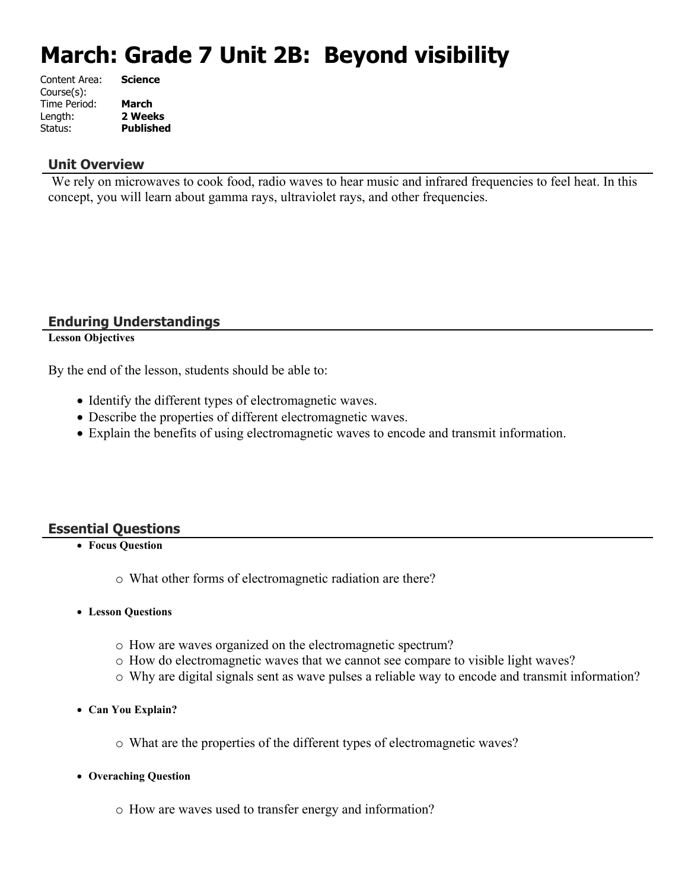# March: Grade 7 Unit 2B: Beyond visibility

Content Area: **Science**
Course(s):
Time Period: **March**
Length: **2 Weeks**
Status: **Published**

## Unit Overview

We rely on microwaves to cook food, radio waves to hear music and infrared frequencies to feel heat. In this concept, you will learn about gamma rays, ultraviolet rays, and other frequencies.

## Enduring Understandings

**Lesson Objectives**

By the end of the lesson, students should be able to:

- Identify the different types of electromagnetic waves.
- Describe the properties of different electromagnetic waves.
- Explain the benefits of using electromagnetic waves to encode and transmit information.

## Essential Questions

- **Focus Question**
  - What other forms of electromagnetic radiation are there?
- **Lesson Questions**
  - How are waves organized on the electromagnetic spectrum?
  - How do electromagnetic waves that we cannot see compare to visible light waves?
  - Why are digital signals sent as wave pulses a reliable way to encode and transmit information?
- **Can You Explain?**
  - What are the properties of the different types of electromagnetic waves?
- **Overaching Question**
  - How are waves used to transfer energy and information?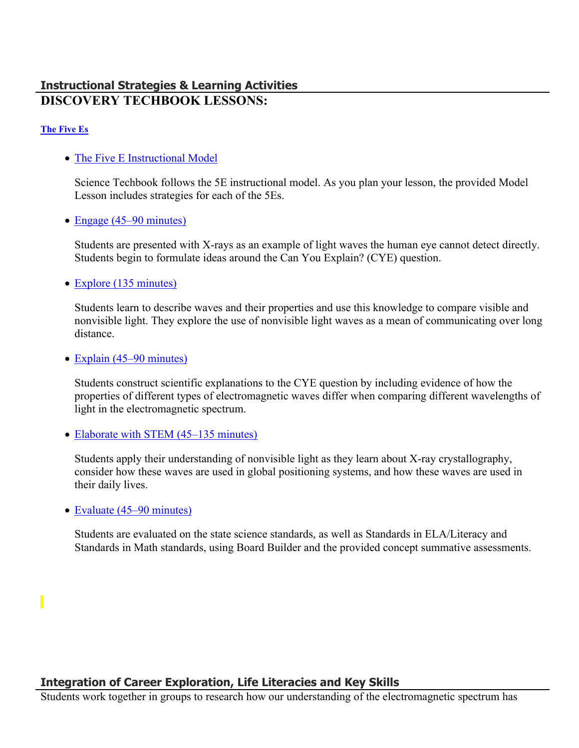## Instructional Strategies & Learning Activities

# DISCOVERY TECHBOOK LESSONS:

**The Five Es**

- The Five E Instructional Model

  Science Techbook follows the 5E instructional model. As you plan your lesson, the provided Model Lesson includes strategies for each of the 5Es.

- Engage (45–90 minutes)

  Students are presented with X-rays as an example of light waves the human eye cannot detect directly. Students begin to formulate ideas around the Can You Explain? (CYE) question.

- Explore (135 minutes)

  Students learn to describe waves and their properties and use this knowledge to compare visible and nonvisible light. They explore the use of nonvisible light waves as a mean of communicating over long distance.

- Explain (45–90 minutes)

  Students construct scientific explanations to the CYE question by including evidence of how the properties of different types of electromagnetic waves differ when comparing different wavelengths of light in the electromagnetic spectrum.

- Elaborate with STEM (45–135 minutes)

  Students apply their understanding of nonvisible light as they learn about X-ray crystallography, consider how these waves are used in global positioning systems, and how these waves are used in their daily lives.

- Evaluate (45–90 minutes)

  Students are evaluated on the state science standards, as well as Standards in ELA/Literacy and Standards in Math standards, using Board Builder and the provided concept summative assessments.

## Integration of Career Exploration, Life Literacies and Key Skills

Students work together in groups to research how our understanding of the electromagnetic spectrum has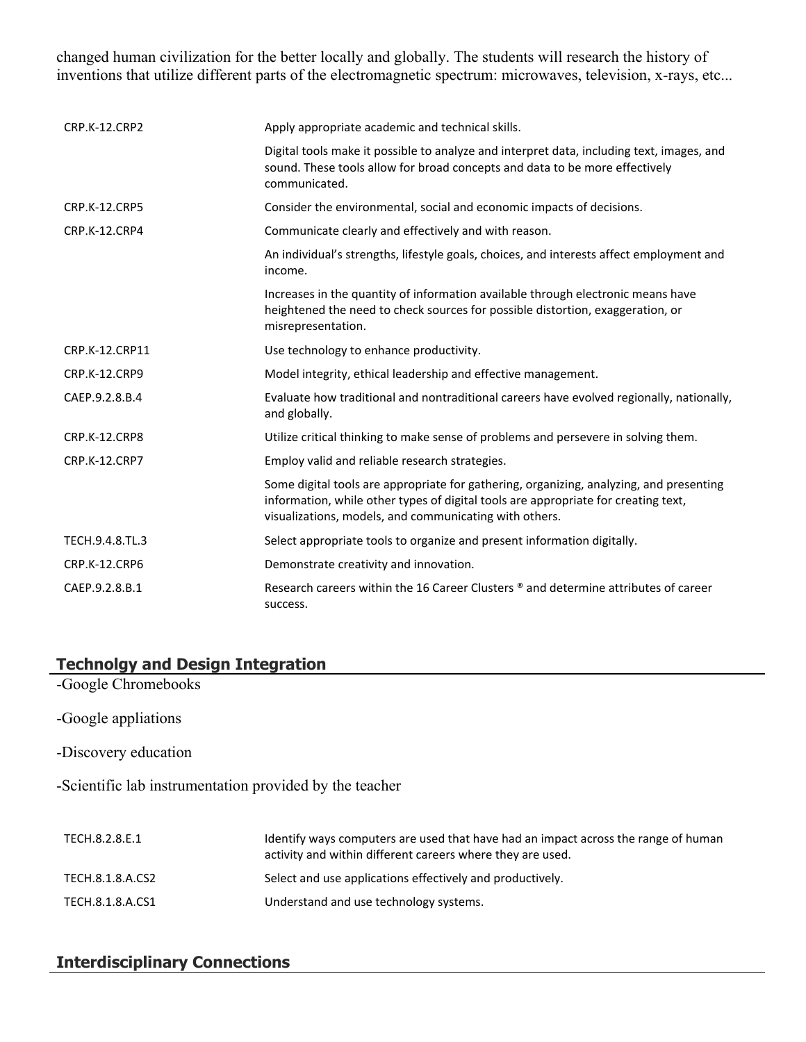changed human civilization for the better locally and globally. The students will research the history of inventions that utilize different parts of the electromagnetic spectrum: microwaves, television, x-rays, etc...

| | |
|---|---|
| CRP.K-12.CRP2 | Apply appropriate academic and technical skills. |
| | Digital tools make it possible to analyze and interpret data, including text, images, and sound. These tools allow for broad concepts and data to be more effectively communicated. |
| CRP.K-12.CRP5 | Consider the environmental, social and economic impacts of decisions. |
| CRP.K-12.CRP4 | Communicate clearly and effectively and with reason. |
| | An individual's strengths, lifestyle goals, choices, and interests affect employment and income. |
| | Increases in the quantity of information available through electronic means have heightened the need to check sources for possible distortion, exaggeration, or misrepresentation. |
| CRP.K-12.CRP11 | Use technology to enhance productivity. |
| CRP.K-12.CRP9 | Model integrity, ethical leadership and effective management. |
| CAEP.9.2.8.B.4 | Evaluate how traditional and nontraditional careers have evolved regionally, nationally, and globally. |
| CRP.K-12.CRP8 | Utilize critical thinking to make sense of problems and persevere in solving them. |
| CRP.K-12.CRP7 | Employ valid and reliable research strategies. |
| | Some digital tools are appropriate for gathering, organizing, analyzing, and presenting information, while other types of digital tools are appropriate for creating text, visualizations, models, and communicating with others. |
| TECH.9.4.8.TL.3 | Select appropriate tools to organize and present information digitally. |
| CRP.K-12.CRP6 | Demonstrate creativity and innovation. |
| CAEP.9.2.8.B.1 | Research careers within the 16 Career Clusters ® and determine attributes of career success. |

## Technolgy and Design Integration

-Google Chromebooks

-Google appliations

-Discovery education

-Scientific lab instrumentation provided by the teacher

| | |
|---|---|
| TECH.8.2.8.E.1 | Identify ways computers are used that have had an impact across the range of human activity and within different careers where they are used. |
| TECH.8.1.8.A.CS2 | Select and use applications effectively and productively. |
| TECH.8.1.8.A.CS1 | Understand and use technology systems. |

## Interdisciplinary Connections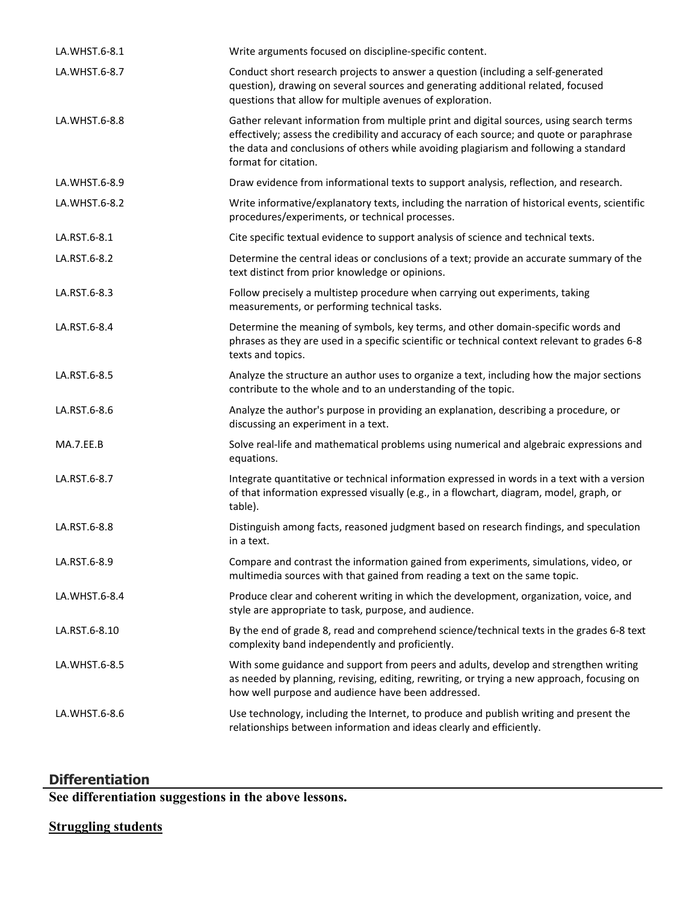| | |
|---|---|
| LA.WHST.6-8.1 | Write arguments focused on discipline-specific content. |
| LA.WHST.6-8.7 | Conduct short research projects to answer a question (including a self-generated question), drawing on several sources and generating additional related, focused questions that allow for multiple avenues of exploration. |
| LA.WHST.6-8.8 | Gather relevant information from multiple print and digital sources, using search terms effectively; assess the credibility and accuracy of each source; and quote or paraphrase the data and conclusions of others while avoiding plagiarism and following a standard format for citation. |
| LA.WHST.6-8.9 | Draw evidence from informational texts to support analysis, reflection, and research. |
| LA.WHST.6-8.2 | Write informative/explanatory texts, including the narration of historical events, scientific procedures/experiments, or technical processes. |
| LA.RST.6-8.1 | Cite specific textual evidence to support analysis of science and technical texts. |
| LA.RST.6-8.2 | Determine the central ideas or conclusions of a text; provide an accurate summary of the text distinct from prior knowledge or opinions. |
| LA.RST.6-8.3 | Follow precisely a multistep procedure when carrying out experiments, taking measurements, or performing technical tasks. |
| LA.RST.6-8.4 | Determine the meaning of symbols, key terms, and other domain-specific words and phrases as they are used in a specific scientific or technical context relevant to grades 6-8 texts and topics. |
| LA.RST.6-8.5 | Analyze the structure an author uses to organize a text, including how the major sections contribute to the whole and to an understanding of the topic. |
| LA.RST.6-8.6 | Analyze the author's purpose in providing an explanation, describing a procedure, or discussing an experiment in a text. |
| MA.7.EE.B | Solve real-life and mathematical problems using numerical and algebraic expressions and equations. |
| LA.RST.6-8.7 | Integrate quantitative or technical information expressed in words in a text with a version of that information expressed visually (e.g., in a flowchart, diagram, model, graph, or table). |
| LA.RST.6-8.8 | Distinguish among facts, reasoned judgment based on research findings, and speculation in a text. |
| LA.RST.6-8.9 | Compare and contrast the information gained from experiments, simulations, video, or multimedia sources with that gained from reading a text on the same topic. |
| LA.WHST.6-8.4 | Produce clear and coherent writing in which the development, organization, voice, and style are appropriate to task, purpose, and audience. |
| LA.RST.6-8.10 | By the end of grade 8, read and comprehend science/technical texts in the grades 6-8 text complexity band independently and proficiently. |
| LA.WHST.6-8.5 | With some guidance and support from peers and adults, develop and strengthen writing as needed by planning, revising, editing, rewriting, or trying a new approach, focusing on how well purpose and audience have been addressed. |
| LA.WHST.6-8.6 | Use technology, including the Internet, to produce and publish writing and present the relationships between information and ideas clearly and efficiently. |

## Differentiation

**See differentiation suggestions in the above lessons.**

**Struggling students**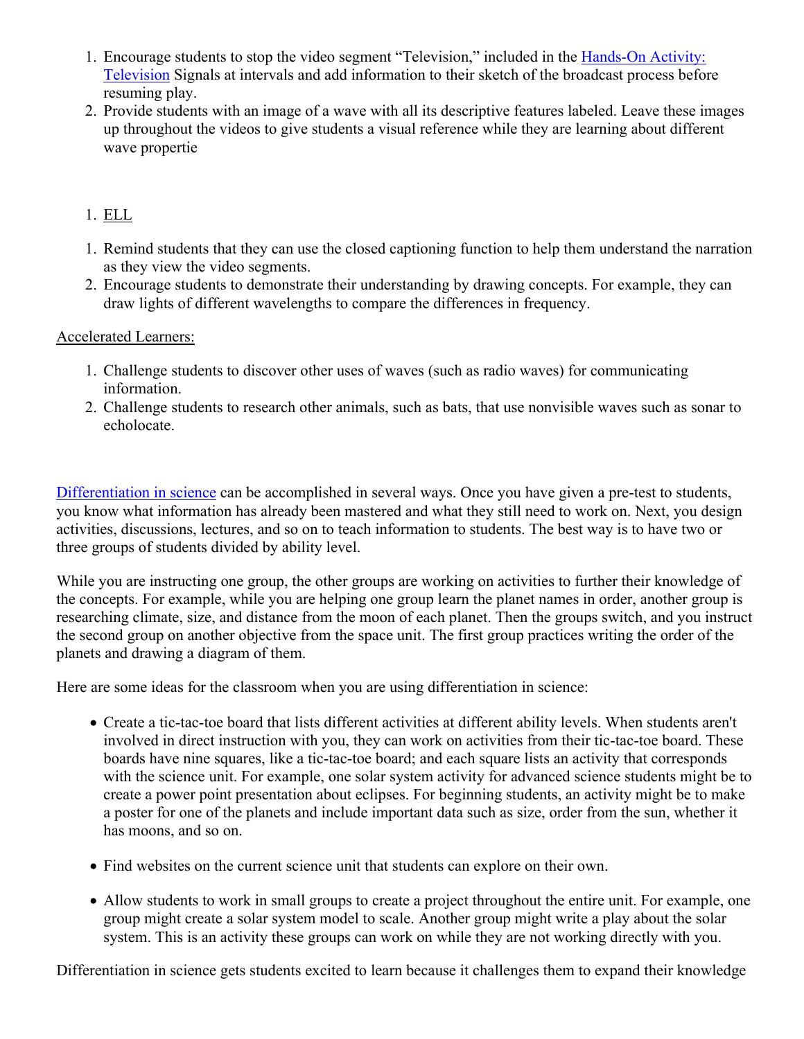1. Encourage students to stop the video segment "Television," included in the Hands-On Activity: Television Signals at intervals and add information to their sketch of the broadcast process before resuming play.
2. Provide students with an image of a wave with all its descriptive features labeled. Leave these images up throughout the videos to give students a visual reference while they are learning about different wave propertie

1. ELL

1. Remind students that they can use the closed captioning function to help them understand the narration as they view the video segments.
2. Encourage students to demonstrate their understanding by drawing concepts. For example, they can draw lights of different wavelengths to compare the differences in frequency.

Accelerated Learners:

1. Challenge students to discover other uses of waves (such as radio waves) for communicating information.
2. Challenge students to research other animals, such as bats, that use nonvisible waves such as sonar to echolocate.

Differentiation in science can be accomplished in several ways. Once you have given a pre-test to students, you know what information has already been mastered and what they still need to work on. Next, you design activities, discussions, lectures, and so on to teach information to students. The best way is to have two or three groups of students divided by ability level.

While you are instructing one group, the other groups are working on activities to further their knowledge of the concepts. For example, while you are helping one group learn the planet names in order, another group is researching climate, size, and distance from the moon of each planet. Then the groups switch, and you instruct the second group on another objective from the space unit. The first group practices writing the order of the planets and drawing a diagram of them.

Here are some ideas for the classroom when you are using differentiation in science:

- Create a tic-tac-toe board that lists different activities at different ability levels. When students aren't involved in direct instruction with you, they can work on activities from their tic-tac-toe board. These boards have nine squares, like a tic-tac-toe board; and each square lists an activity that corresponds with the science unit. For example, one solar system activity for advanced science students might be to create a power point presentation about eclipses. For beginning students, an activity might be to make a poster for one of the planets and include important data such as size, order from the sun, whether it has moons, and so on.

- Find websites on the current science unit that students can explore on their own.

- Allow students to work in small groups to create a project throughout the entire unit. For example, one group might create a solar system model to scale. Another group might write a play about the solar system. This is an activity these groups can work on while they are not working directly with you.

Differentiation in science gets students excited to learn because it challenges them to expand their knowledge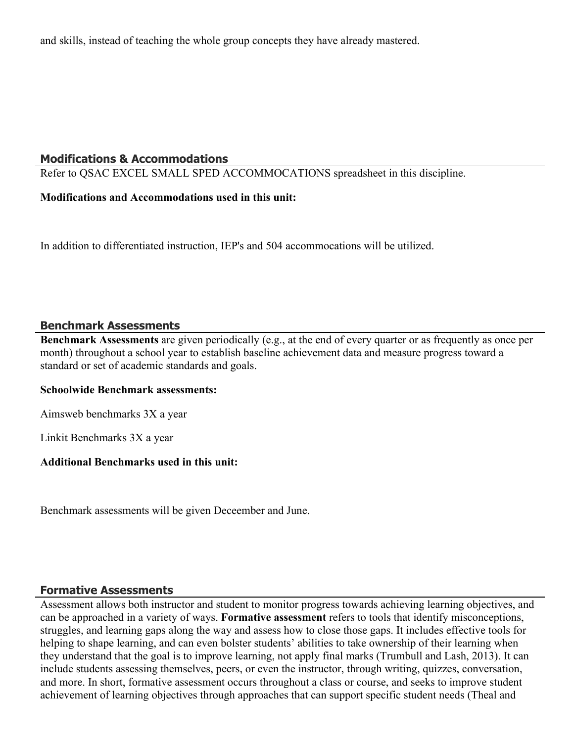and skills, instead of teaching the whole group concepts they have already mastered.

## Modifications & Accommodations

Refer to QSAC EXCEL SMALL SPED ACCOMMOCATIONS spreadsheet in this discipline.

**Modifications and Accommodations used in this unit:**

In addition to differentiated instruction, IEP's and 504 accommocations will be utilized.

## Benchmark Assessments

**Benchmark Assessments** are given periodically (e.g., at the end of every quarter or as frequently as once per month) throughout a school year to establish baseline achievement data and measure progress toward a standard or set of academic standards and goals.

**Schoolwide Benchmark assessments:**

Aimsweb benchmarks 3X a year

Linkit Benchmarks 3X a year

**Additional Benchmarks used in this unit:**

Benchmark assessments will be given Deceember and June.

## Formative Assessments

Assessment allows both instructor and student to monitor progress towards achieving learning objectives, and can be approached in a variety of ways. **Formative assessment** refers to tools that identify misconceptions, struggles, and learning gaps along the way and assess how to close those gaps. It includes effective tools for helping to shape learning, and can even bolster students' abilities to take ownership of their learning when they understand that the goal is to improve learning, not apply final marks (Trumbull and Lash, 2013). It can include students assessing themselves, peers, or even the instructor, through writing, quizzes, conversation, and more. In short, formative assessment occurs throughout a class or course, and seeks to improve student achievement of learning objectives through approaches that can support specific student needs (Theal and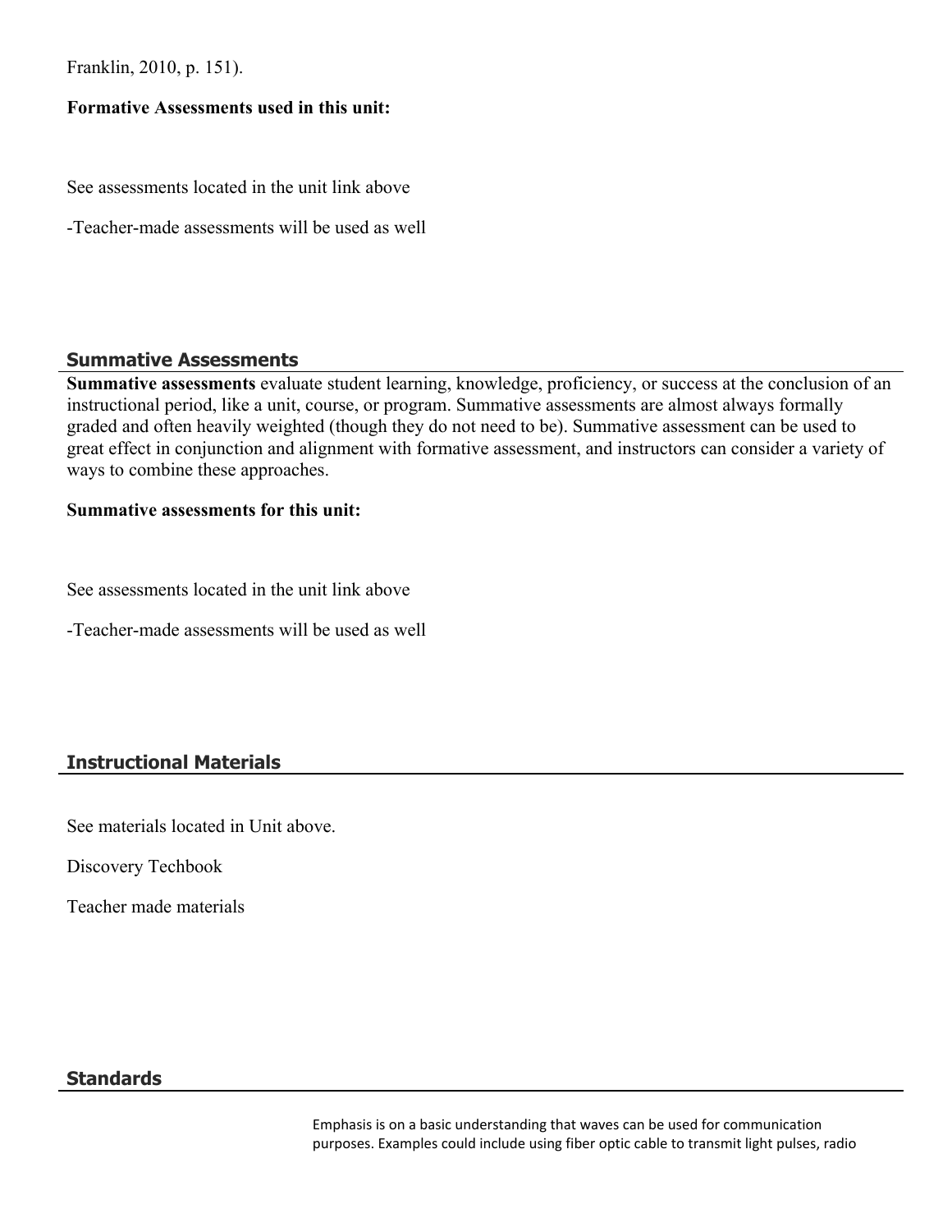Franklin, 2010, p. 151).

**Formative Assessments used in this unit:**

See assessments located in the unit link above

-Teacher-made assessments will be used as well

## Summative Assessments

**Summative assessments** evaluate student learning, knowledge, proficiency, or success at the conclusion of an instructional period, like a unit, course, or program. Summative assessments are almost always formally graded and often heavily weighted (though they do not need to be). Summative assessment can be used to great effect in conjunction and alignment with formative assessment, and instructors can consider a variety of ways to combine these approaches.

**Summative assessments for this unit:**

See assessments located in the unit link above

-Teacher-made assessments will be used as well

## Instructional Materials

See materials located in Unit above.

Discovery Techbook

Teacher made materials

## Standards

Emphasis is on a basic understanding that waves can be used for communication purposes. Examples could include using fiber optic cable to transmit light pulses, radio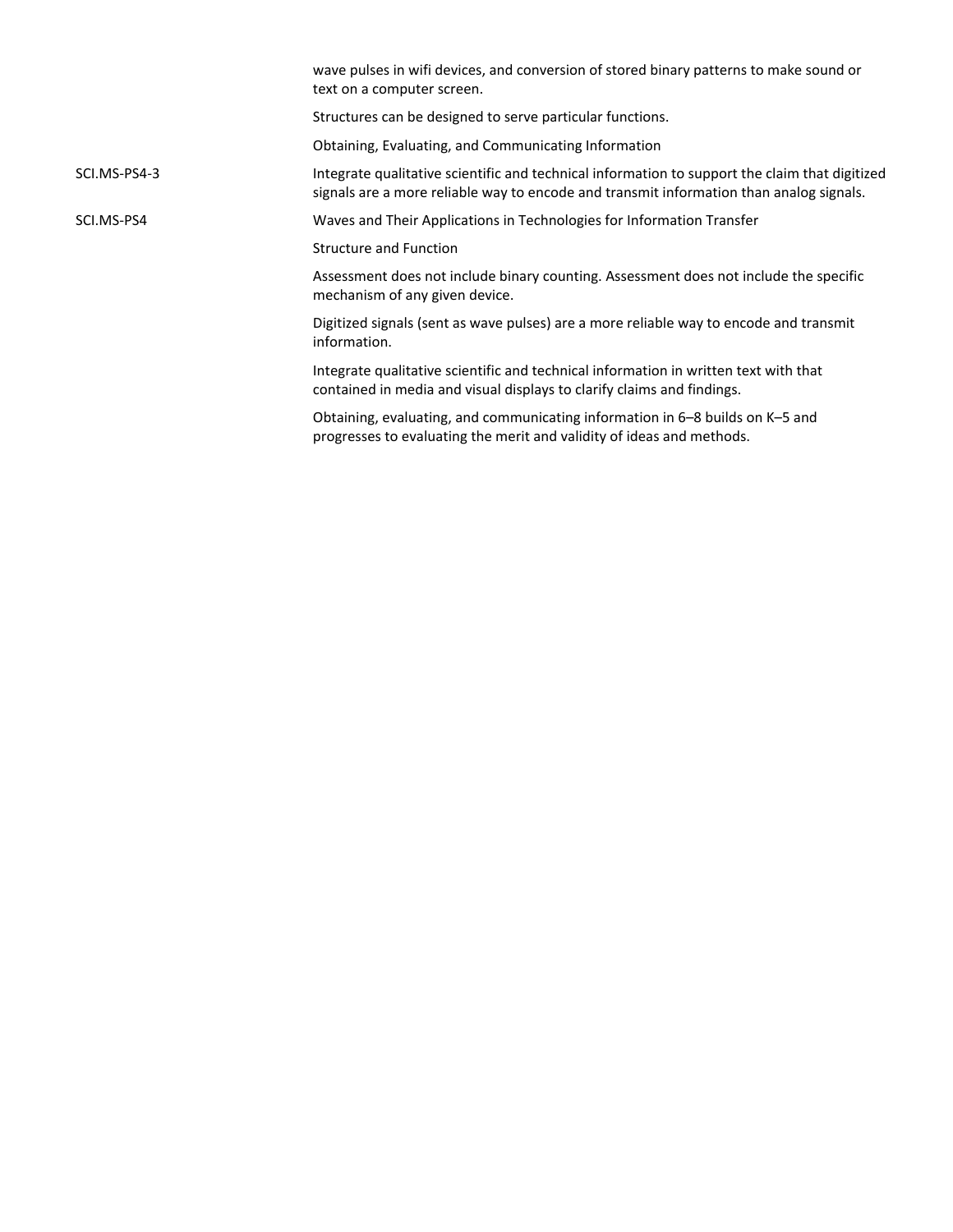| | |
|---|---|
| | wave pulses in wifi devices, and conversion of stored binary patterns to make sound or text on a computer screen. |
| | Structures can be designed to serve particular functions. |
| | Obtaining, Evaluating, and Communicating Information |
| SCI.MS-PS4-3 | Integrate qualitative scientific and technical information to support the claim that digitized signals are a more reliable way to encode and transmit information than analog signals. |
| SCI.MS-PS4 | Waves and Their Applications in Technologies for Information Transfer |
| | Structure and Function |
| | Assessment does not include binary counting. Assessment does not include the specific mechanism of any given device. |
| | Digitized signals (sent as wave pulses) are a more reliable way to encode and transmit information. |
| | Integrate qualitative scientific and technical information in written text with that contained in media and visual displays to clarify claims and findings. |
| | Obtaining, evaluating, and communicating information in 6–8 builds on K–5 and progresses to evaluating the merit and validity of ideas and methods. |